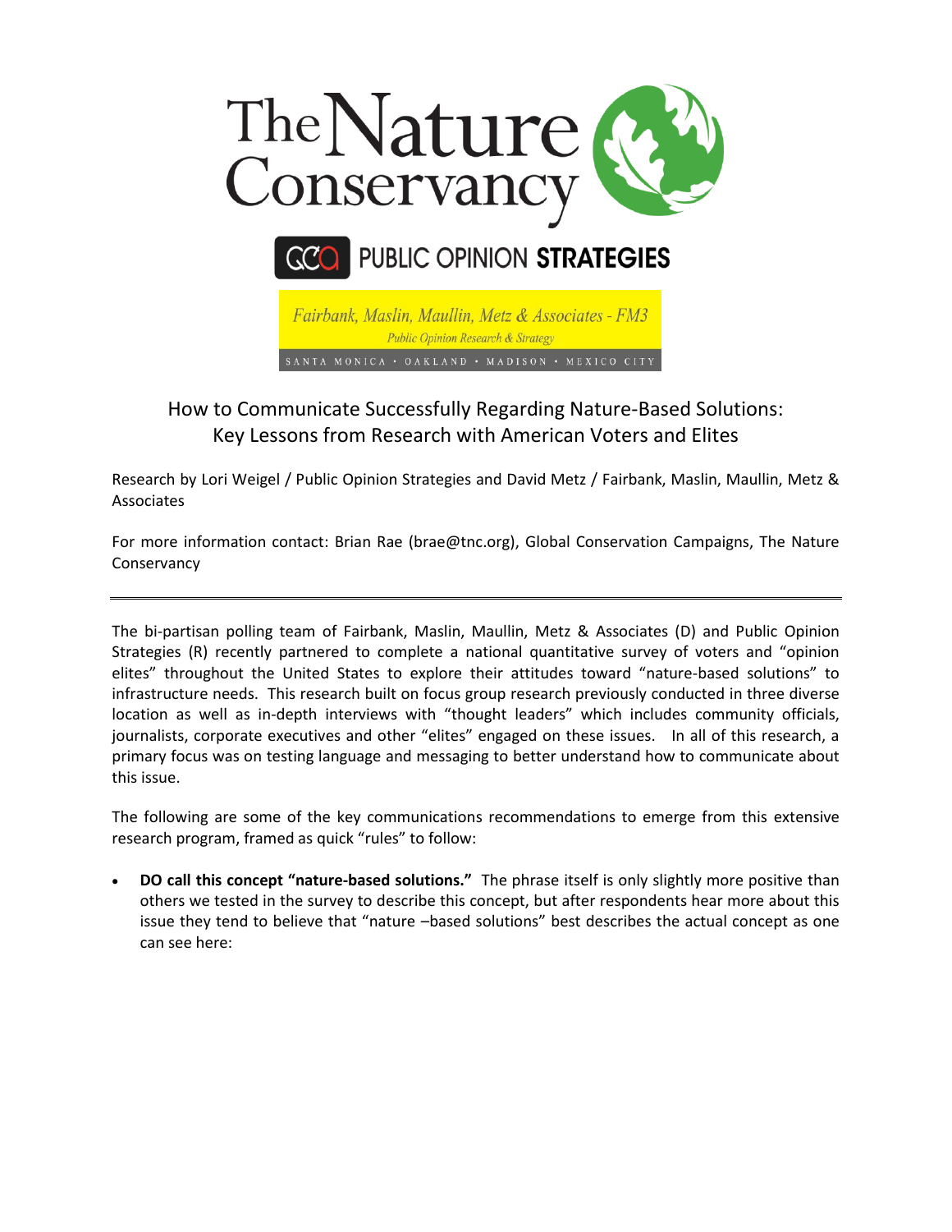The Nature Conservancy

PUBLIC OPINION STRATEGIES

Fairbank, Maslin, Maullin, Metz & Associates - FM3

Public Opinion Research & Strategy

SANTA MONICA • OAKLAND • MADISON • MEXICO CITY

# How to Communicate Successfully Regarding Nature-Based Solutions: Key Lessons from Research with American Voters and Elites

Research by Lori Weigel / Public Opinion Strategies and David Metz / Fairbank, Maslin, Maullin, Metz & Associates

For more information contact: Brian Rae (brae@tnc.org), Global Conservation Campaigns, The Nature Conservancy

---

The bi-partisan polling team of Fairbank, Maslin, Maullin, Metz & Associates (D) and Public Opinion Strategies (R) recently partnered to complete a national quantitative survey of voters and "opinion elites" throughout the United States to explore their attitudes toward "nature-based solutions" to infrastructure needs. This research built on focus group research previously conducted in three diverse location as well as in-depth interviews with "thought leaders" which includes community officials, journalists, corporate executives and other "elites" engaged on these issues. In all of this research, a primary focus was on testing language and messaging to better understand how to communicate about this issue.

The following are some of the key communications recommendations to emerge from this extensive research program, framed as quick "rules" to follow:

- **DO call this concept "nature-based solutions."** The phrase itself is only slightly more positive than others we tested in the survey to describe this concept, but after respondents hear more about this issue they tend to believe that "nature –based solutions" best describes the actual concept as one can see here: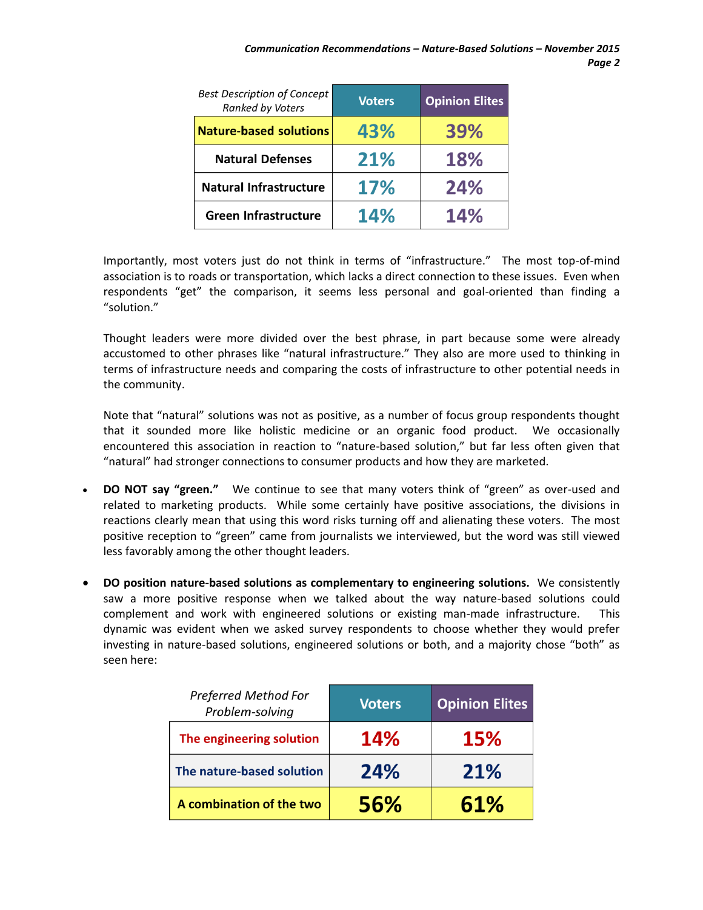| *Best Description of Concept Ranked by Voters* | Voters | Opinion Elites |
|---|---|---|
| **Nature-based solutions** | 43% | 39% |
| **Natural Defenses** | 21% | 18% |
| **Natural Infrastructure** | 17% | 24% |
| **Green Infrastructure** | 14% | 14% |

Importantly, most voters just do not think in terms of "infrastructure." The most top-of-mind association is to roads or transportation, which lacks a direct connection to these issues. Even when respondents "get" the comparison, it seems less personal and goal-oriented than finding a "solution."

Thought leaders were more divided over the best phrase, in part because some were already accustomed to other phrases like "natural infrastructure." They also are more used to thinking in terms of infrastructure needs and comparing the costs of infrastructure to other potential needs in the community.

Note that "natural" solutions was not as positive, as a number of focus group respondents thought that it sounded more like holistic medicine or an organic food product. We occasionally encountered this association in reaction to "nature-based solution," but far less often given that "natural" had stronger connections to consumer products and how they are marketed.

- **DO NOT say "green."** We continue to see that many voters think of "green" as over-used and related to marketing products. While some certainly have positive associations, the divisions in reactions clearly mean that using this word risks turning off and alienating these voters. The most positive reception to "green" came from journalists we interviewed, but the word was still viewed less favorably among the other thought leaders.

- **DO position nature-based solutions as complementary to engineering solutions.** We consistently saw a more positive response when we talked about the way nature-based solutions could complement and work with engineered solutions or existing man-made infrastructure. This dynamic was evident when we asked survey respondents to choose whether they would prefer investing in nature-based solutions, engineered solutions or both, and a majority chose "both" as seen here:

| *Preferred Method For Problem-solving* | Voters | Opinion Elites |
|---|---|---|
| **The engineering solution** | 14% | 15% |
| **The nature-based solution** | 24% | 21% |
| **A combination of the two** | 56% | 61% |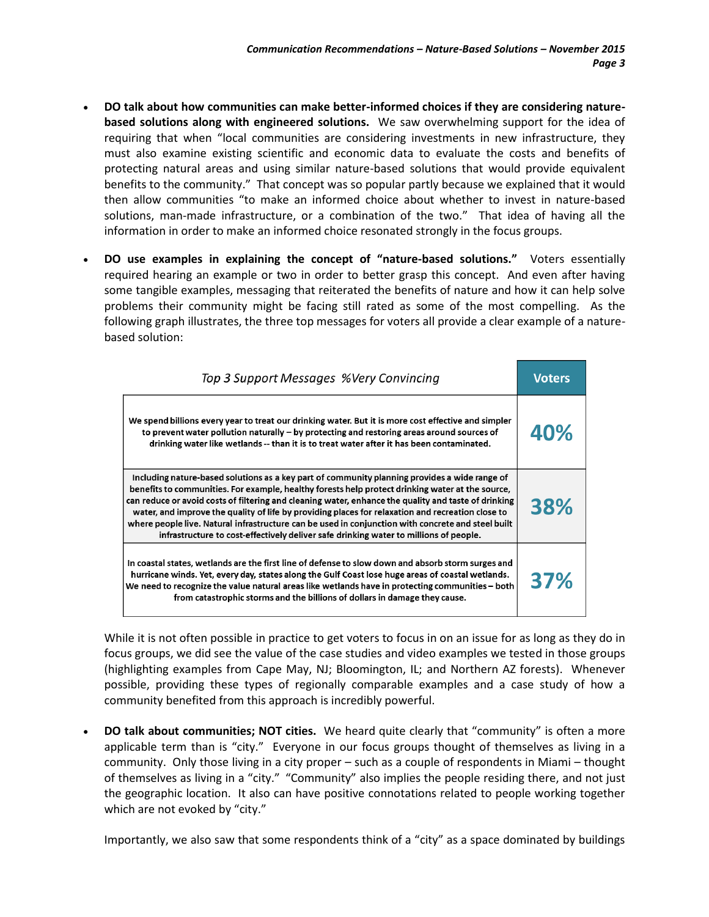- **DO talk about how communities can make better-informed choices if they are considering nature-based solutions along with engineered solutions.** We saw overwhelming support for the idea of requiring that when "local communities are considering investments in new infrastructure, they must also examine existing scientific and economic data to evaluate the costs and benefits of protecting natural areas and using similar nature-based solutions that would provide equivalent benefits to the community." That concept was so popular partly because we explained that it would then allow communities "to make an informed choice about whether to invest in nature-based solutions, man-made infrastructure, or a combination of the two." That idea of having all the information in order to make an informed choice resonated strongly in the focus groups.

- **DO use examples in explaining the concept of "nature-based solutions."** Voters essentially required hearing an example or two in order to better grasp this concept. And even after having some tangible examples, messaging that reiterated the benefits of nature and how it can help solve problems their community might be facing still rated as some of the most compelling. As the following graph illustrates, the three top messages for voters all provide a clear example of a nature-based solution:

| *Top 3 Support Messages %Very Convincing* | Voters |
|---|---|
| We spend billions every year to treat our drinking water. But it is more cost effective and simpler to prevent water pollution naturally – by protecting and restoring areas around sources of drinking water like wetlands -- than it is to treat water after it has been contaminated. | 40% |
| Including nature-based solutions as a key part of community planning provides a wide range of benefits to communities. For example, healthy forests help protect drinking water at the source, can reduce or avoid costs of filtering and cleaning water, enhance the quality and taste of drinking water, and improve the quality of life by providing places for relaxation and recreation close to where people live. Natural infrastructure can be used in conjunction with concrete and steel built infrastructure to cost-effectively deliver safe drinking water to millions of people. | 38% |
| In coastal states, wetlands are the first line of defense to slow down and absorb storm surges and hurricane winds. Yet, every day, states along the Gulf Coast lose huge areas of coastal wetlands. We need to recognize the value natural areas like wetlands have in protecting communities – both from catastrophic storms and the billions of dollars in damage they cause. | 37% |

  While it is not often possible in practice to get voters to focus in on an issue for as long as they do in focus groups, we did see the value of the case studies and video examples we tested in those groups (highlighting examples from Cape May, NJ; Bloomington, IL; and Northern AZ forests). Whenever possible, providing these types of regionally comparable examples and a case study of how a community benefited from this approach is incredibly powerful.

- **DO talk about communities; NOT cities.** We heard quite clearly that "community" is often a more applicable term than is "city." Everyone in our focus groups thought of themselves as living in a community. Only those living in a city proper – such as a couple of respondents in Miami – thought of themselves as living in a "city." "Community" also implies the people residing there, and not just the geographic location. It also can have positive connotations related to people working together which are not evoked by "city."

  Importantly, we also saw that some respondents think of a "city" as a space dominated by buildings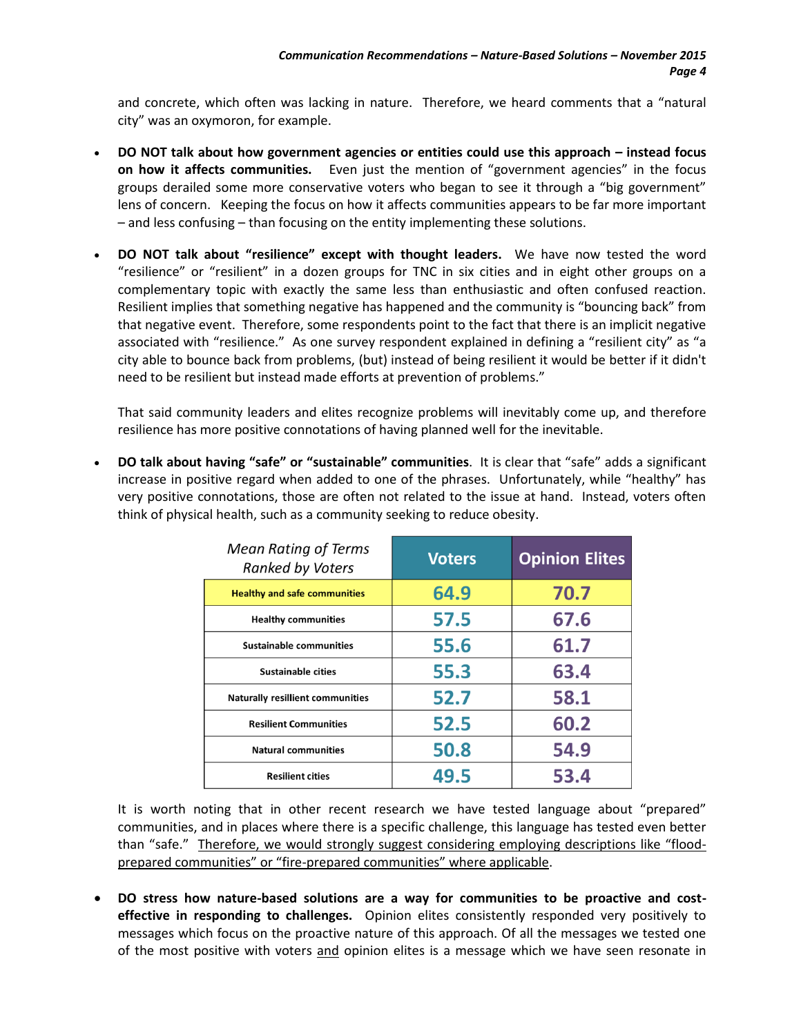and concrete, which often was lacking in nature. Therefore, we heard comments that a "natural city" was an oxymoron, for example.

- **DO NOT talk about how government agencies or entities could use this approach – instead focus on how it affects communities.** Even just the mention of "government agencies" in the focus groups derailed some more conservative voters who began to see it through a "big government" lens of concern. Keeping the focus on how it affects communities appears to be far more important – and less confusing – than focusing on the entity implementing these solutions.

- **DO NOT talk about "resilience" except with thought leaders.** We have now tested the word "resilience" or "resilient" in a dozen groups for TNC in six cities and in eight other groups on a complementary topic with exactly the same less than enthusiastic and often confused reaction. Resilient implies that something negative has happened and the community is "bouncing back" from that negative event. Therefore, some respondents point to the fact that there is an implicit negative associated with "resilience." As one survey respondent explained in defining a "resilient city" as "a city able to bounce back from problems, (but) instead of being resilient it would be better if it didn't need to be resilient but instead made efforts at prevention of problems."

  That said community leaders and elites recognize problems will inevitably come up, and therefore resilience has more positive connotations of having planned well for the inevitable.

- **DO talk about having "safe" or "sustainable" communities**. It is clear that "safe" adds a significant increase in positive regard when added to one of the phrases. Unfortunately, while "healthy" has very positive connotations, those are often not related to the issue at hand. Instead, voters often think of physical health, such as a community seeking to reduce obesity.

| *Mean Rating of Terms Ranked by Voters* | Voters | Opinion Elites |
|---|---|---|
| **Healthy and safe communities** | 64.9 | 70.7 |
| **Healthy communities** | 57.5 | 67.6 |
| **Sustainable communities** | 55.6 | 61.7 |
| **Sustainable cities** | 55.3 | 63.4 |
| **Naturally resillient communities** | 52.7 | 58.1 |
| **Resilient Communities** | 52.5 | 60.2 |
| **Natural communities** | 50.8 | 54.9 |
| **Resilient cities** | 49.5 | 53.4 |

  It is worth noting that in other recent research we have tested language about "prepared" communities, and in places where there is a specific challenge, this language has tested even better than "safe." Therefore, we would strongly suggest considering employing descriptions like "flood-prepared communities" or "fire-prepared communities" where applicable.

- **DO stress how nature-based solutions are a way for communities to be proactive and cost-effective in responding to challenges.** Opinion elites consistently responded very positively to messages which focus on the proactive nature of this approach. Of all the messages we tested one of the most positive with voters and opinion elites is a message which we have seen resonate in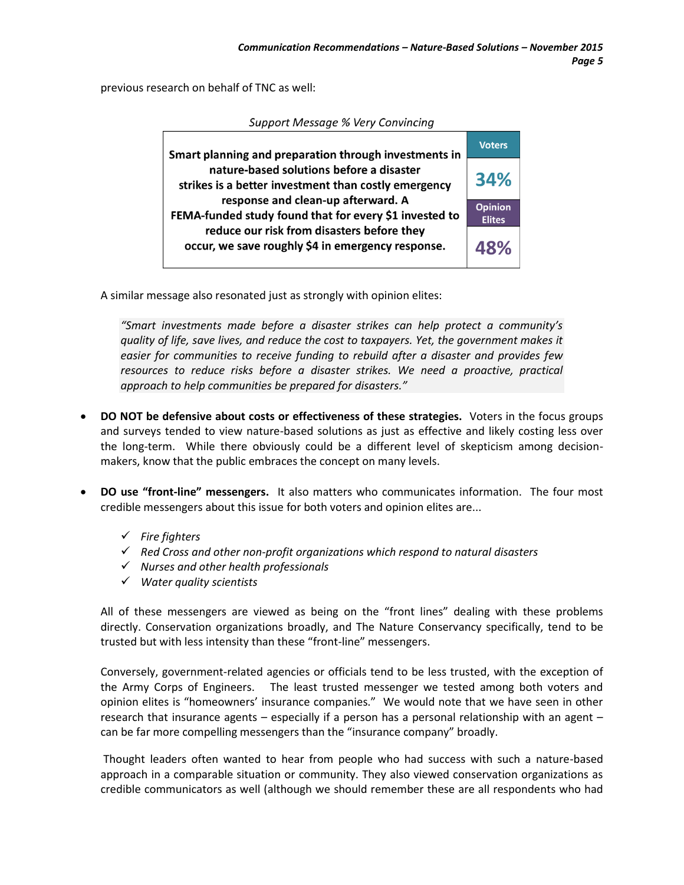previous research on behalf of TNC as well:

*Support Message % Very Convincing*

| Message | Voters | Opinion Elites |
|---|---|---|
| **Smart planning and preparation through investments in nature-based solutions before a disaster strikes is a better investment than costly emergency response and clean-up afterward. A FEMA-funded study found that for every $1 invested to reduce our risk from disasters before they occur, we save roughly $4 in emergency response.** | 34% | 48% |

A similar message also resonated just as strongly with opinion elites:

> *"Smart investments made before a disaster strikes can help protect a community's quality of life, save lives, and reduce the cost to taxpayers. Yet, the government makes it easier for communities to receive funding to rebuild after a disaster and provides few resources to reduce risks before a disaster strikes. We need a proactive, practical approach to help communities be prepared for disasters."*

- **DO NOT be defensive about costs or effectiveness of these strategies.** Voters in the focus groups and surveys tended to view nature-based solutions as just as effective and likely costing less over the long-term. While there obviously could be a different level of skepticism among decision-makers, know that the public embraces the concept on many levels.

- **DO use "front-line" messengers.** It also matters who communicates information. The four most credible messengers about this issue for both voters and opinion elites are...

  - ✓ *Fire fighters*
  - ✓ *Red Cross and other non-profit organizations which respond to natural disasters*
  - ✓ *Nurses and other health professionals*
  - ✓ *Water quality scientists*

  All of these messengers are viewed as being on the "front lines" dealing with these problems directly. Conservation organizations broadly, and The Nature Conservancy specifically, tend to be trusted but with less intensity than these "front-line" messengers.

  Conversely, government-related agencies or officials tend to be less trusted, with the exception of the Army Corps of Engineers. The least trusted messenger we tested among both voters and opinion elites is "homeowners' insurance companies." We would note that we have seen in other research that insurance agents – especially if a person has a personal relationship with an agent – can be far more compelling messengers than the "insurance company" broadly.

  Thought leaders often wanted to hear from people who had success with such a nature-based approach in a comparable situation or community. They also viewed conservation organizations as credible communicators as well (although we should remember these are all respondents who had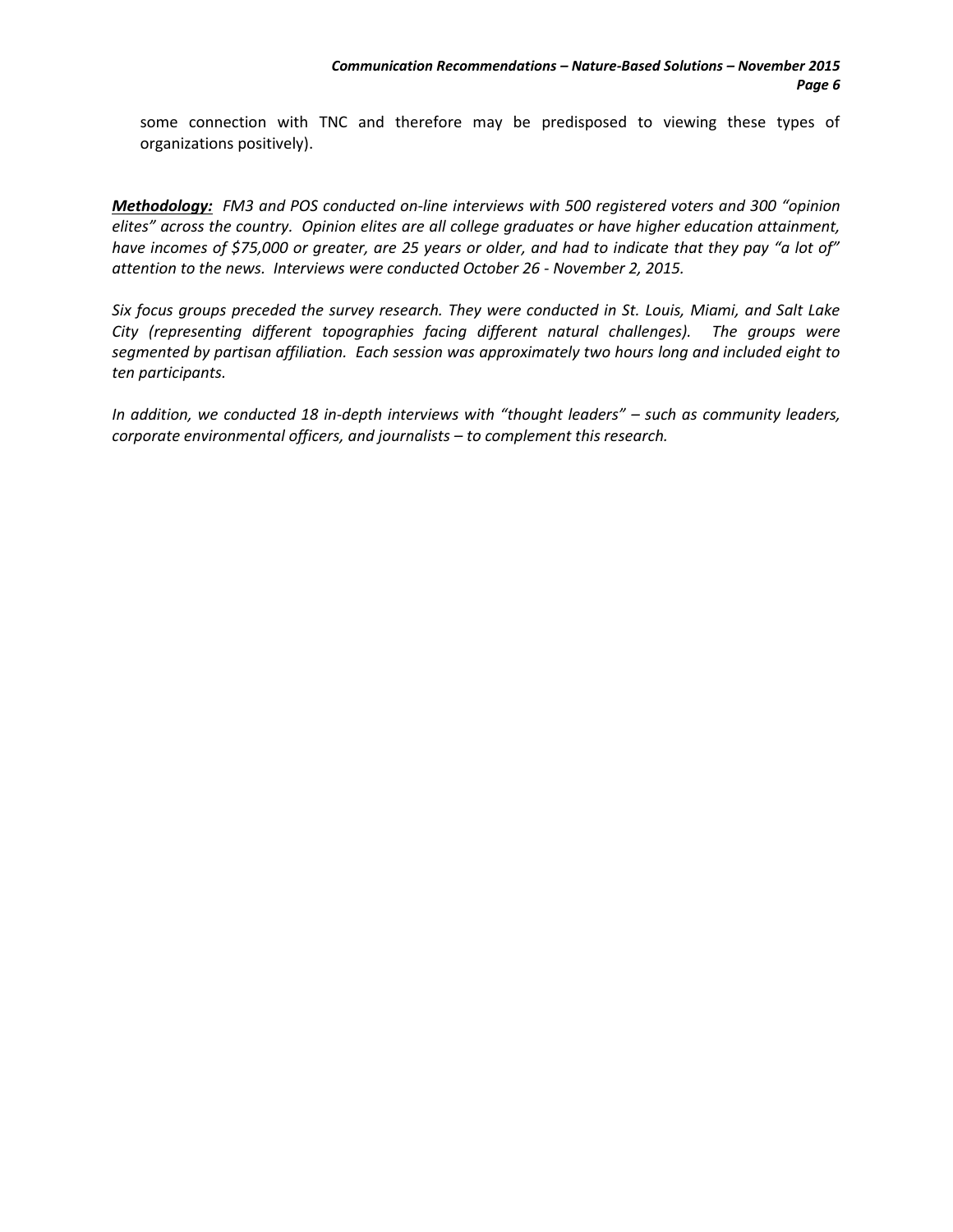some connection with TNC and therefore may be predisposed to viewing these types of organizations positively).

***<u>Methodology:</u>*** *FM3 and POS conducted on-line interviews with 500 registered voters and 300 "opinion elites" across the country. Opinion elites are all college graduates or have higher education attainment, have incomes of $75,000 or greater, are 25 years or older, and had to indicate that they pay "a lot of" attention to the news. Interviews were conducted October 26 - November 2, 2015.*

*Six focus groups preceded the survey research. They were conducted in St. Louis, Miami, and Salt Lake City (representing different topographies facing different natural challenges). The groups were segmented by partisan affiliation. Each session was approximately two hours long and included eight to ten participants.*

*In addition, we conducted 18 in-depth interviews with "thought leaders" – such as community leaders, corporate environmental officers, and journalists – to complement this research.*